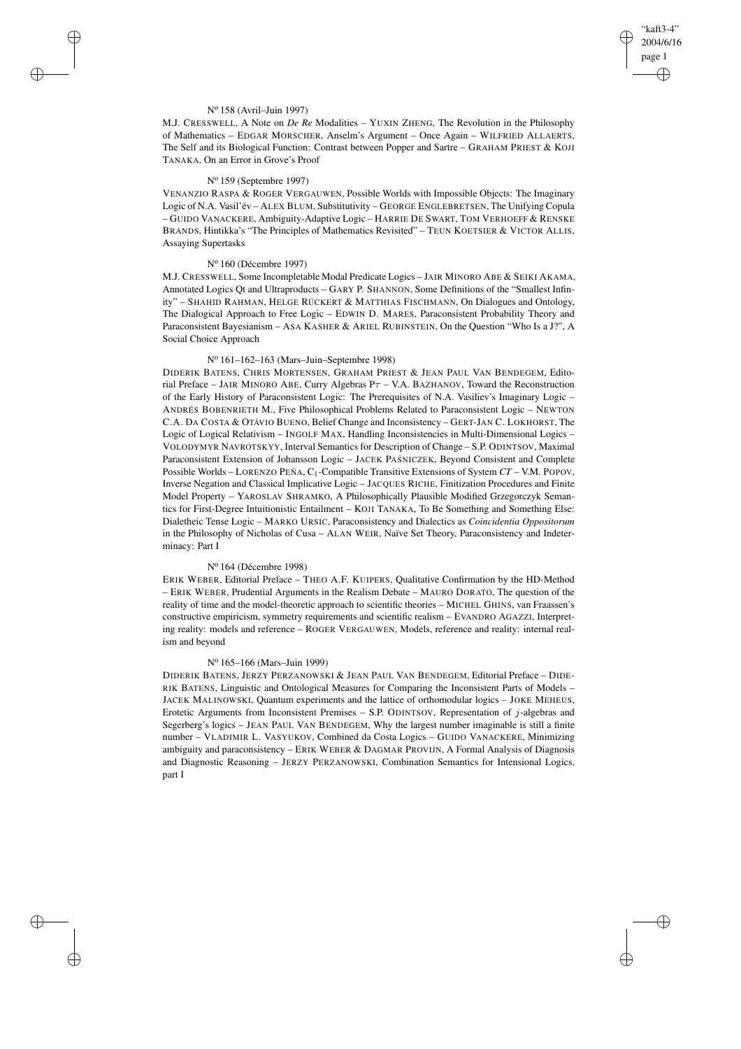N° 158 (Avril–Juin 1997)

M.J. CRESSWELL, A Note on *De Re* Modalities – YUXIN ZHENG, The Revolution in the Philosophy of Mathematics – EDGAR MORSCHER, Anselm's Argument – Once Again – WILFRIED ALLAERTS, The Self and its Biological Function: Contrast between Popper and Sartre – GRAHAM PRIEST & KOJI TANAKA, On an Error in Grove's Proof

N° 159 (Septembre 1997)

VENANZIO RASPA & ROGER VERGAUWEN, Possible Worlds with Impossible Objects: The Imaginary Logic of N.A. Vasil'év – ALEX BLUM, Substitutivity – GEORGE ENGLEBRETSEN, The Unifying Copula – GUIDO VANACKERE, Ambiguity-Adaptive Logic – HARRIE DE SWART, TOM VERHOEFF & RENSKE BRANDS, Hintikka's "The Principles of Mathematics Revisited" – TEUN KOETSIER & VICTOR ALLIS, Assaying Supertasks

N° 160 (Décembre 1997)

M.J. CRESSWELL, Some Incompletable Modal Predicate Logics – JAIR MINORO ABE & SEIKI AKAMA, Annotated Logics Qt and Ultraproducts – GARY P. SHANNON, Some Definitions of the "Smallest Infinity" – SHAHID RAHMAN, HELGE RÜCKERT & MATTHIAS FISCHMANN, On Dialogues and Ontology, The Dialogical Approach to Free Logic – EDWIN D. MARES, Paraconsistent Probability Theory and Paraconsistent Bayesianism – ASA KASHER & ARIEL RUBINSTEIN, On the Question "Who Is a J?", A Social Choice Approach

N° 161–162–163 (Mars–Juin–Septembre 1998)

DIDERIK BATENS, CHRIS MORTENSEN, GRAHAM PRIEST & JEAN PAUL VAN BENDEGEM, Editorial Preface – JAIR MINORO ABE, Curry Algebras $P\tau$ – V.A. BAZHANOV, Toward the Reconstruction of the Early History of Paraconsistent Logic: The Prerequisites of N.A. Vasiliev's Imaginary Logic – ANDRÉS BOBENRIETH M., Five Philosophical Problems Related to Paraconsistent Logic – NEWTON C.A. DA COSTA & OTÁVIO BUENO, Belief Change and Inconsistency – GERT-JAN C. LOKHORST, The Logic of Logical Relativism – INGOLF MAX, Handling Inconsistencies in Multi-Dimensional Logics – VOLODYMYR NAVROTSKYY, Interval Semantics for Description of Change – S.P. ODINTSOV, Maximal Paraconsistent Extension of Johansson Logic – JACEK PAŚNICZEK, Beyond Consistent and Complete Possible Worlds – LORENZO PEÑA, $C_1$-Compatible Transitive Extensions of System *CT* – V.M. POPOV, Inverse Negation and Classical Implicative Logic – JACQUES RICHE, Finitization Procedures and Finite Model Property – YAROSLAV SHRAMKO, A Philosophically Plausible Modified Grzegorczyk Semantics for First-Degree Intuitionistic Entailment – KOJI TANAKA, To Be Something and Something Else: Dialetheic Tense Logic – MARKO URSIC, Paraconsistency and Dialectics as *Coincidentia Oppositorum* in the Philosophy of Nicholas of Cusa – ALAN WEIR, Naïve Set Theory, Paraconsistency and Indeterminacy: Part I

N° 164 (Décembre 1998)

ERIK WEBER, Editorial Preface – THEO A.F. KUIPERS, Qualitative Confirmation by the HD-Method – ERIK WEBER, Prudential Arguments in the Realism Debate – MAURO DORATO, The question of the reality of time and the model-theoretic approach to scientific theories – MICHEL GHINS, van Fraassen's constructive empiricism, symmetry requirements and scientific realism – EVANDRO AGAZZI, Interpreting reality: models and reference – ROGER VERGAUWEN, Models, reference and reality: internal realism and beyond

N° 165–166 (Mars–Juin 1999)

DIDERIK BATENS, JERZY PERZANOWSKI & JEAN PAUL VAN BENDEGEM, Editorial Preface – DIDERIK BATENS, Linguistic and Ontological Measures for Comparing the Inconsistent Parts of Models – JACEK MALINOWSKI, Quantum experiments and the lattice of orthomodular logics – JOKE MEHEUS, Erotetic Arguments from Inconsistent Premises – S.P. ODINTSOV, Representation of $j$-algebras and Segerberg's logics – JEAN PAUL VAN BENDEGEM, Why the largest number imaginable is still a finite number – VLADIMIR L. VASYUKOV, Combined da Costa Logics – GUIDO VANACKERE, Minimizing ambiguity and paraconsistency – ERIK WEBER & DAGMAR PROVIJN, A Formal Analysis of Diagnosis and Diagnostic Reasoning – JERZY PERZANOWSKI, Combination Semantics for Intensional Logics, part I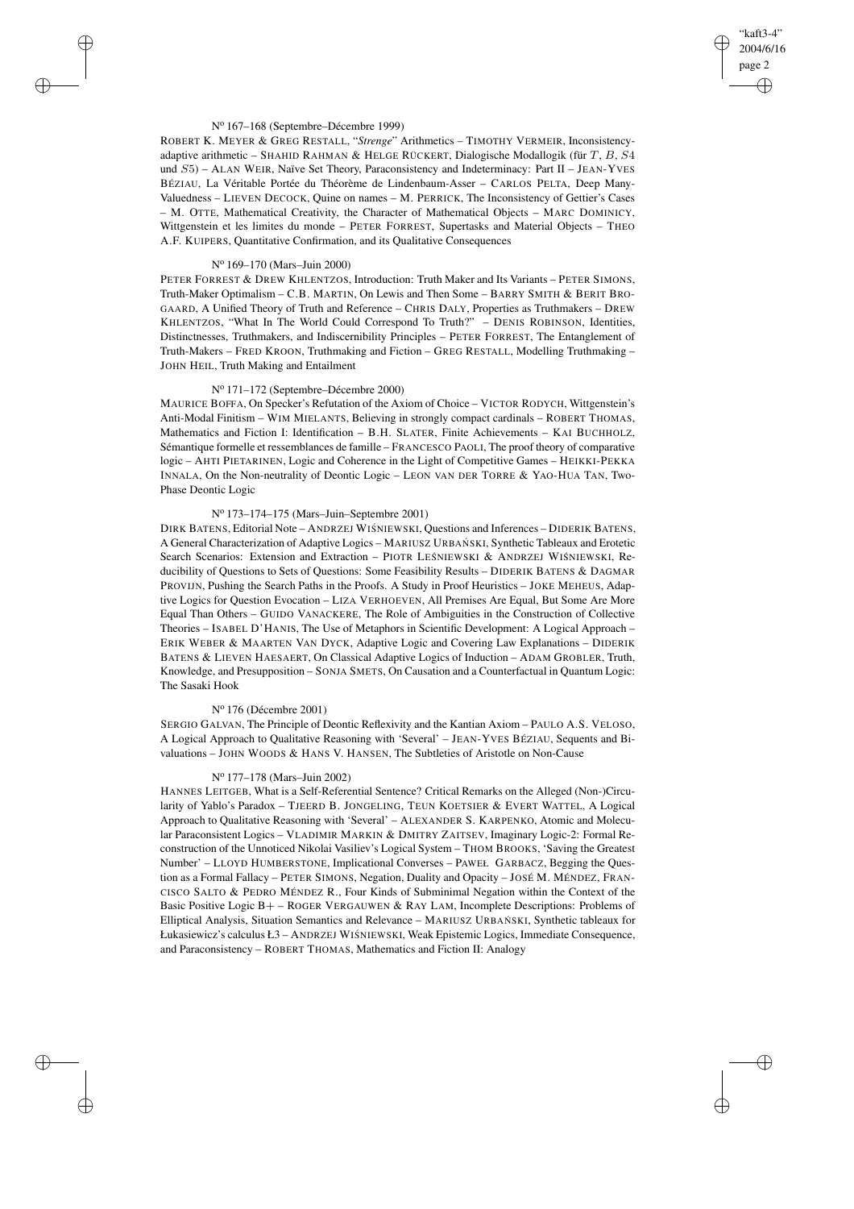N° 167–168 (Septembre–Décembre 1999)

ROBERT K. MEYER & GREG RESTALL, "*Strenge*" Arithmetics – TIMOTHY VERMEIR, Inconsistency-adaptive arithmetic – SHAHID RAHMAN & HELGE RÜCKERT, Dialogische Modallogik (für $T$, $B$, $S4$ und $S5$) – ALAN WEIR, Naïve Set Theory, Paraconsistency and Indeterminacy: Part II – JEAN-YVES BÉZIAU, La Véritable Portée du Théorème de Lindenbaum-Asser – CARLOS PELTA, Deep Many-Valuedness – LIEVEN DECOCK, Quine on names – M. PERRICK, The Inconsistency of Gettier's Cases – M. OTTE, Mathematical Creativity, the Character of Mathematical Objects – MARC DOMINICY, Wittgenstein et les limites du monde – PETER FORREST, Supertasks and Material Objects – THEO A.F. KUIPERS, Quantitative Confirmation, and its Qualitative Consequences

N° 169–170 (Mars–Juin 2000)

PETER FORREST & DREW KHLENTZOS, Introduction: Truth Maker and Its Variants – PETER SIMONS, Truth-Maker Optimalism – C.B. MARTIN, On Lewis and Then Some – BARRY SMITH & BERIT BROGAARD, A Unified Theory of Truth and Reference – CHRIS DALY, Properties as Truthmakers – DREW KHLENTZOS, "What In The World Could Correspond To Truth?" – DENIS ROBINSON, Identities, Distinctnesses, Truthmakers, and Indiscernibility Principles – PETER FORREST, The Entanglement of Truth-Makers – FRED KROON, Truthmaking and Fiction – GREG RESTALL, Modelling Truthmaking – JOHN HEIL, Truth Making and Entailment

N° 171–172 (Septembre–Décembre 2000)

MAURICE BOFFA, On Specker's Refutation of the Axiom of Choice – VICTOR RODYCH, Wittgenstein's Anti-Modal Finitism – WIM MIELANTS, Believing in strongly compact cardinals – ROBERT THOMAS, Mathematics and Fiction I: Identification – B.H. SLATER, Finite Achievements – KAI BUCHHOLZ, Sémantique formelle et ressemblances de famille – FRANCESCO PAOLI, The proof theory of comparative logic – AHTI PIETARINEN, Logic and Coherence in the Light of Competitive Games – HEIKKI-PEKKA INNALA, On the Non-neutrality of Deontic Logic – LEON VAN DER TORRE & YAO-HUA TAN, Two-Phase Deontic Logic

N° 173–174–175 (Mars–Juin–Septembre 2001)

DIRK BATENS, Editorial Note – ANDRZEJ WIŚNIEWSKI, Questions and Inferences – DIDERIK BATENS, A General Characterization of Adaptive Logics – MARIUSZ URBAŃSKI, Synthetic Tableaux and Erotetic Search Scenarios: Extension and Extraction – PIOTR LEŚNIEWSKI & ANDRZEJ WIŚNIEWSKI, Reducibility of Questions to Sets of Questions: Some Feasibility Results – DIDERIK BATENS & DAGMAR PROVIJN, Pushing the Search Paths in the Proofs. A Study in Proof Heuristics – JOKE MEHEUS, Adaptive Logics for Question Evocation – LIZA VERHOEVEN, All Premises Are Equal, But Some Are More Equal Than Others – GUIDO VANACKERE, The Role of Ambiguities in the Construction of Collective Theories – ISABEL D'HANIS, The Use of Metaphors in Scientific Development: A Logical Approach – ERIK WEBER & MAARTEN VAN DYCK, Adaptive Logic and Covering Law Explanations – DIDERIK BATENS & LIEVEN HAESAERT, On Classical Adaptive Logics of Induction – ADAM GROBLER, Truth, Knowledge, and Presupposition – SONJA SMETS, On Causation and a Counterfactual in Quantum Logic: The Sasaki Hook

N° 176 (Décembre 2001)

SERGIO GALVAN, The Principle of Deontic Reflexivity and the Kantian Axiom – PAULO A.S. VELOSO, A Logical Approach to Qualitative Reasoning with 'Several' – JEAN-YVES BÉZIAU, Sequents and Bivaluations – JOHN WOODS & HANS V. HANSEN, The Subtleties of Aristotle on Non-Cause

N° 177–178 (Mars–Juin 2002)

HANNES LEITGEB, What is a Self-Referential Sentence? Critical Remarks on the Alleged (Non-)Circularity of Yablo's Paradox – TJEERD B. JONGELING, TEUN KOETSIER & EVERT WATTEL, A Logical Approach to Qualitative Reasoning with 'Several' – ALEXANDER S. KARPENKO, Atomic and Molecular Paraconsistent Logics – VLADIMIR MARKIN & DMITRY ZAITSEV, Imaginary Logic-2: Formal Reconstruction of the Unnoticed Nikolai Vasiliev's Logical System – THOM BROOKS, 'Saving the Greatest Number' – LLOYD HUMBERSTONE, Implicational Converses – PAWEŁ GARBACZ, Begging the Question as a Formal Fallacy – PETER SIMONS, Negation, Duality and Opacity – JOSÉ M. MÉNDEZ, FRANCISCO SALTO & PEDRO MÉNDEZ R., Four Kinds of Subminimal Negation within the Context of the Basic Positive Logic B+ – ROGER VERGAUWEN & RAY LAM, Incomplete Descriptions: Problems of Elliptical Analysis, Situation Semantics and Relevance – MARIUSZ URBAŃSKI, Synthetic tableaux for Łukasiewicz's calculus Ł3 – ANDRZEJ WIŚNIEWSKI, Weak Epistemic Logics, Immediate Consequence, and Paraconsistency – ROBERT THOMAS, Mathematics and Fiction II: Analogy